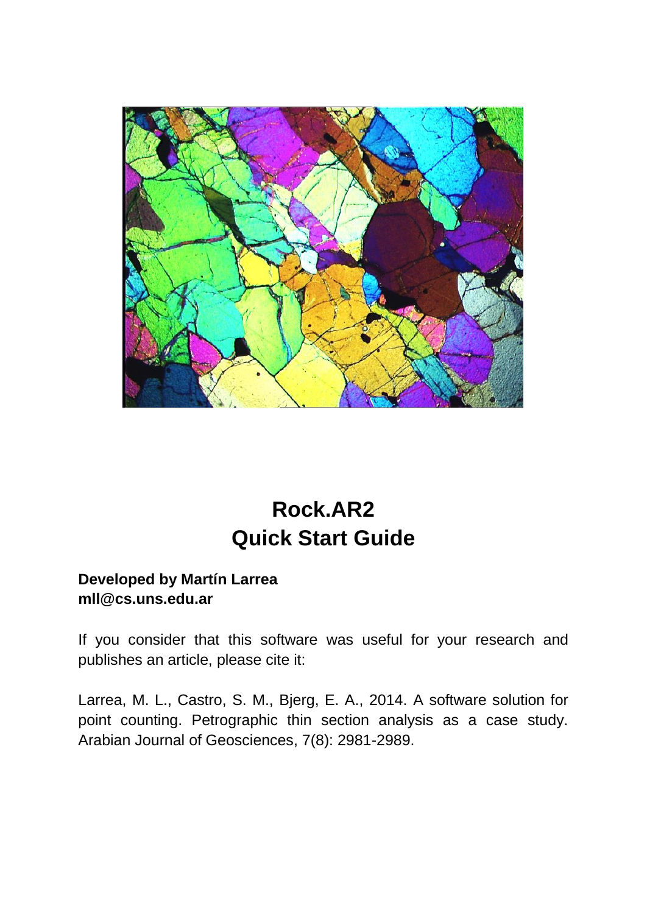# Rock.AR2
# Quick Start Guide

**Developed by Martín Larrea**
**mll@cs.uns.edu.ar**

If you consider that this software was useful for your research and publishes an article, please cite it:

Larrea, M. L., Castro, S. M., Bjerg, E. A., 2014. A software solution for point counting. Petrographic thin section analysis as a case study. Arabian Journal of Geosciences, 7(8): 2981-2989.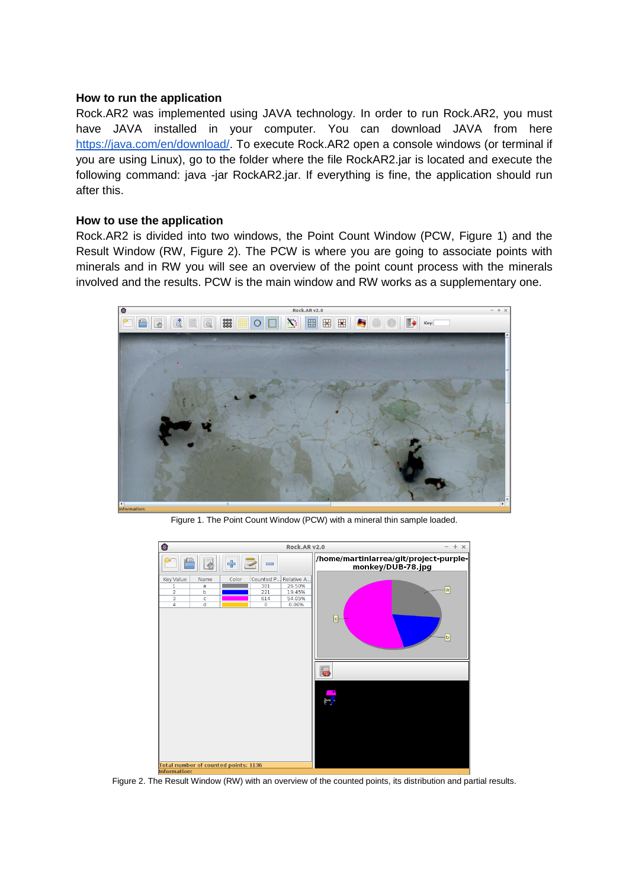## How to run the application

Rock.AR2 was implemented using JAVA technology. In order to run Rock.AR2, you must have JAVA installed in your computer. You can download JAVA from here https://java.com/en/download/. To execute Rock.AR2 open a console windows (or terminal if you are using Linux), go to the folder where the file RockAR2.jar is located and execute the following command: java -jar RockAR2.jar. If everything is fine, the application should run after this.

## How to use the application

Rock.AR2 is divided into two windows, the Point Count Window (PCW, Figure 1) and the Result Window (RW, Figure 2). The PCW is where you are going to associate points with minerals and in RW you will see an overview of the point count process with the minerals involved and the results. PCW is the main window and RW works as a supplementary one.

Figure 1. The Point Count Window (PCW) with a mineral thin sample loaded.

Figure 2. The Result Window (RW) with an overview of the counted points, its distribution and partial results.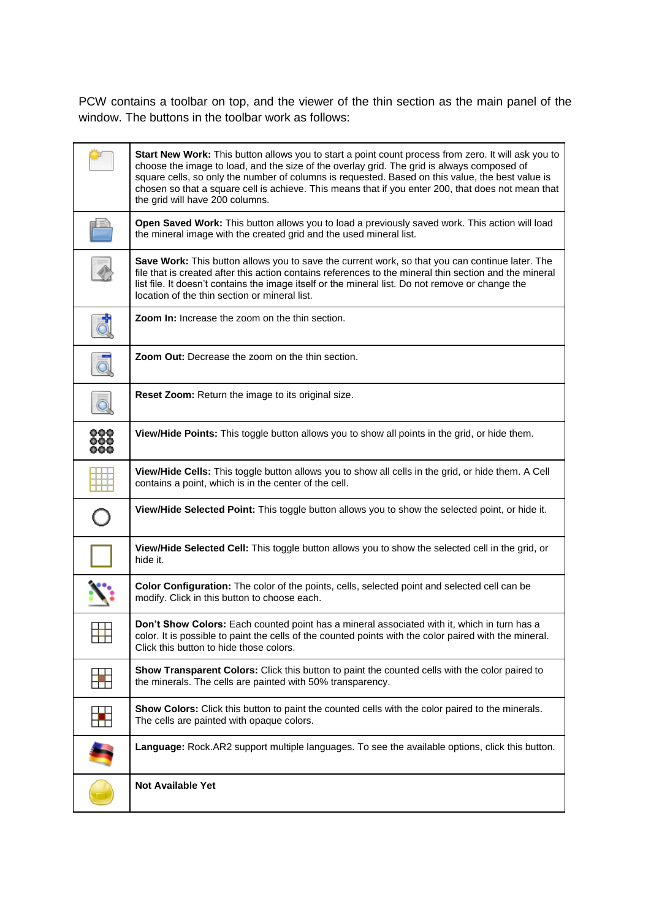PCW contains a toolbar on top, and the viewer of the thin section as the main panel of the window. The buttons in the toolbar work as follows:

| | |
|---|---|
| | **Start New Work:** This button allows you to start a point count process from zero. It will ask you to choose the image to load, and the size of the overlay grid. The grid is always composed of square cells, so only the number of columns is requested. Based on this value, the best value is chosen so that a square cell is achieve. This means that if you enter 200, that does not mean that the grid will have 200 columns. |
| | **Open Saved Work:** This button allows you to load a previously saved work. This action will load the mineral image with the created grid and the used mineral list. |
| | **Save Work:** This button allows you to save the current work, so that you can continue later. The file that is created after this action contains references to the mineral thin section and the mineral list file. It doesn't contains the image itself or the mineral list. Do not remove or change the location of the thin section or mineral list. |
| | **Zoom In:** Increase the zoom on the thin section. |
| | **Zoom Out:** Decrease the zoom on the thin section. |
| | **Reset Zoom:** Return the image to its original size. |
| | **View/Hide Points:** This toggle button allows you to show all points in the grid, or hide them. |
| | **View/Hide Cells:** This toggle button allows you to show all cells in the grid, or hide them. A Cell contains a point, which is in the center of the cell. |
| | **View/Hide Selected Point:** This toggle button allows you to show the selected point, or hide it. |
| | **View/Hide Selected Cell:** This toggle button allows you to show the selected cell in the grid, or hide it. |
| | **Color Configuration:** The color of the points, cells, selected point and selected cell can be modify. Click in this button to choose each. |
| | **Don't Show Colors:** Each counted point has a mineral associated with it, which in turn has a color. It is possible to paint the cells of the counted points with the color paired with the mineral. Click this button to hide those colors. |
| | **Show Transparent Colors:** Click this button to paint the counted cells with the color paired to the minerals. The cells are painted with 50% transparency. |
| | **Show Colors:** Click this button to paint the counted cells with the color paired to the minerals. The cells are painted with opaque colors. |
| | **Language:** Rock.AR2 support multiple languages. To see the available options, click this button. |
| | **Not Available Yet** |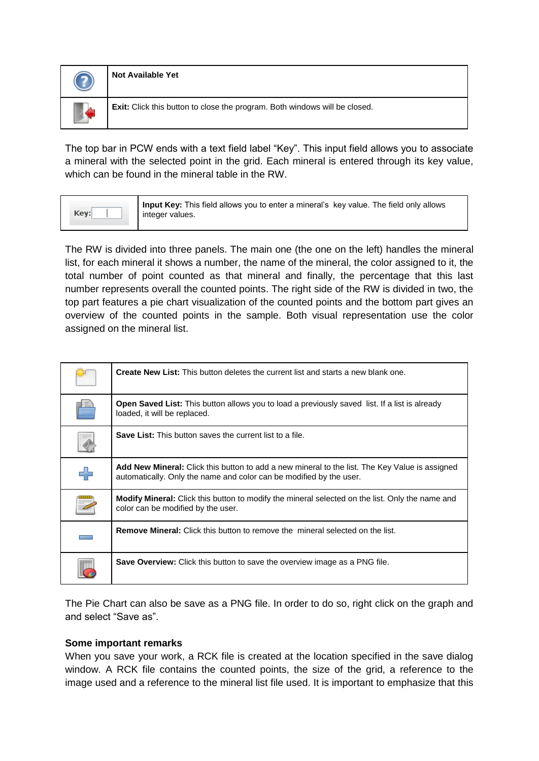| | |
|---|---|
| | **Not Available Yet** |
| | **Exit:** Click this button to close the program. Both windows will be closed. |

The top bar in PCW ends with a text field label “Key”. This input field allows you to associate a mineral with the selected point in the grid. Each mineral is entered through its key value, which can be found in the mineral table in the RW.

| | |
|---|---|
| Key: | **Input Key:** This field allows you to enter a mineral’s key value. The field only allows integer values. |

The RW is divided into three panels. The main one (the one on the left) handles the mineral list, for each mineral it shows a number, the name of the mineral, the color assigned to it, the total number of point counted as that mineral and finally, the percentage that this last number represents overall the counted points. The right side of the RW is divided in two, the top part features a pie chart visualization of the counted points and the bottom part gives an overview of the counted points in the sample. Both visual representation use the color assigned on the mineral list.

| | |
|---|---|
| | **Create New List:** This button deletes the current list and starts a new blank one. |
| | **Open Saved List:** This button allows you to load a previously saved list. If a list is already loaded, it will be replaced. |
| | **Save List:** This button saves the current list to a file. |
| | **Add New Mineral:** Click this button to add a new mineral to the list. The Key Value is assigned automatically. Only the name and color can be modified by the user. |
| | **Modify Mineral:** Click this button to modify the mineral selected on the list. Only the name and color can be modified by the user. |
| | **Remove Mineral:** Click this button to remove the mineral selected on the list. |
| | **Save Overview:** Click this button to save the overview image as a PNG file. |

The Pie Chart can also be save as a PNG file. In order to do so, right click on the graph and and select “Save as”.

**Some important remarks**

When you save your work, a RCK file is created at the location specified in the save dialog window. A RCK file contains the counted points, the size of the grid, a reference to the image used and a reference to the mineral list file used. It is important to emphasize that this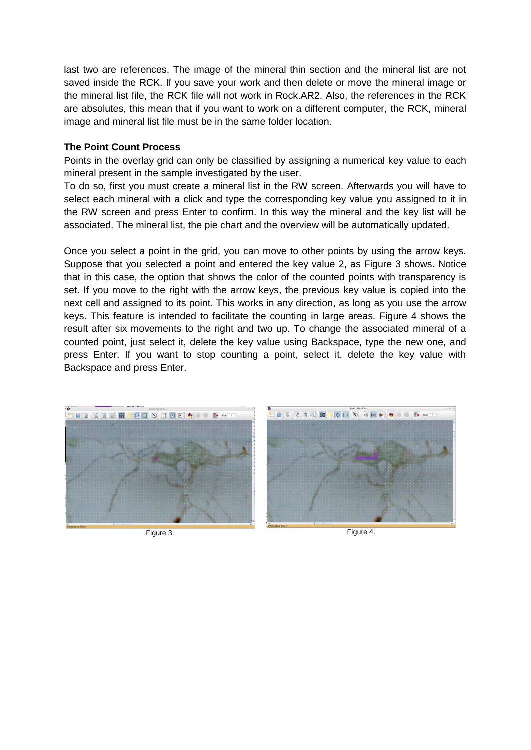last two are references. The image of the mineral thin section and the mineral list are not saved inside the RCK. If you save your work and then delete or move the mineral image or the mineral list file, the RCK file will not work in Rock.AR2. Also, the references in the RCK are absolutes, this mean that if you want to work on a different computer, the RCK, mineral image and mineral list file must be in the same folder location.

**The Point Count Process**

Points in the overlay grid can only be classified by assigning a numerical key value to each mineral present in the sample investigated by the user.

To do so, first you must create a mineral list in the RW screen. Afterwards you will have to select each mineral with a click and type the corresponding key value you assigned to it in the RW screen and press Enter to confirm. In this way the mineral and the key list will be associated. The mineral list, the pie chart and the overview will be automatically updated.

Once you select a point in the grid, you can move to other points by using the arrow keys. Suppose that you selected a point and entered the key value 2, as Figure 3 shows. Notice that in this case, the option that shows the color of the counted points with transparency is set. If you move to the right with the arrow keys, the previous key value is copied into the next cell and assigned to its point. This works in any direction, as long as you use the arrow keys. This feature is intended to facilitate the counting in large areas. Figure 4 shows the result after six movements to the right and two up. To change the associated mineral of a counted point, just select it, delete the key value using Backspace, type the new one, and press Enter. If you want to stop counting a point, select it, delete the key value with Backspace and press Enter.

Figure 3.

Figure 4.